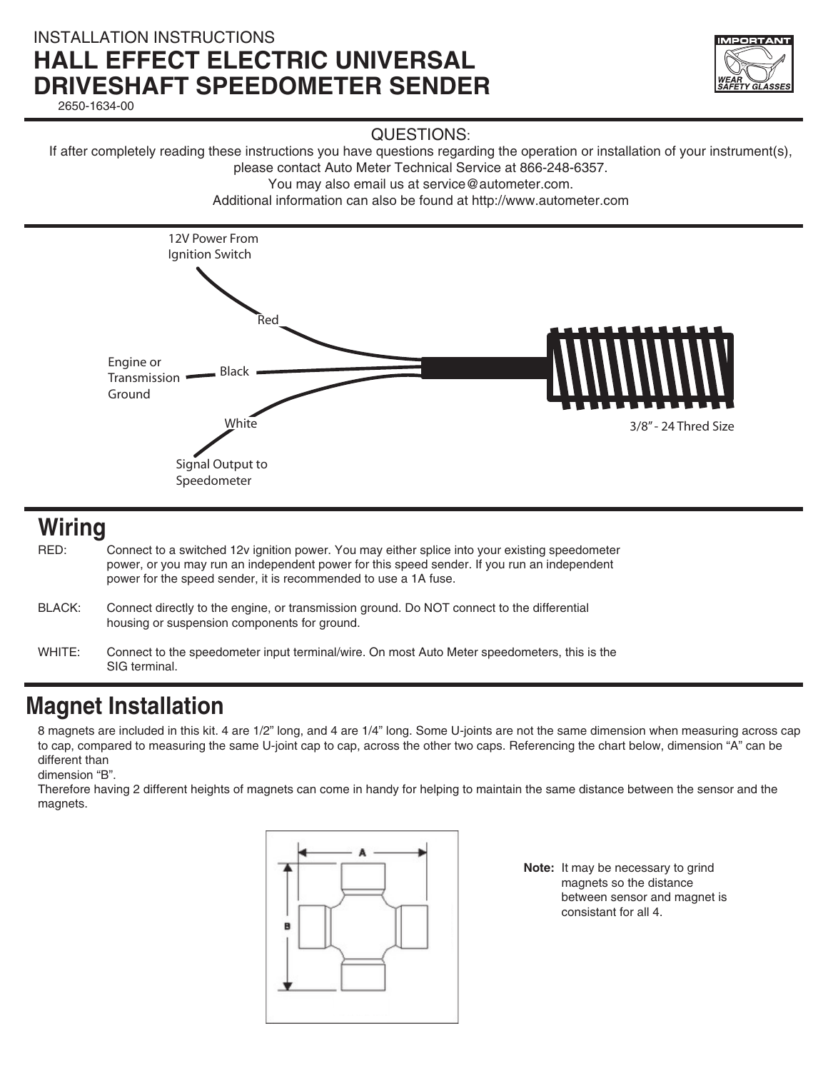INSTALLATION INSTRUCTIONS

# HALL EFFECT ELECTRIC UNIVERSAL DRIVESHAFT SPEEDOMETER SENDER

2650-1634-00

IMPORTANT
WEAR SAFETY GLASSES

QUESTIONS:

If after completely reading these instructions you have questions regarding the operation or installation of your instrument(s), please contact Auto Meter Technical Service at 866-248-6357.
You may also email us at service@autometer.com.
Additional information can also be found at http://www.autometer.com

12V Power From Ignition Switch

Red

Engine or Transmission Ground

Black

White

Signal Output to Speedometer

3/8" - 24 Thred Size

## Wiring

RED: Connect to a switched 12v ignition power. You may either splice into your existing speedometer power, or you may run an independent power for this speed sender. If you run an independent power for the speed sender, it is recommended to use a 1A fuse.

BLACK: Connect directly to the engine, or transmission ground. Do NOT connect to the differential housing or suspension components for ground.

WHITE: Connect to the speedometer input terminal/wire. On most Auto Meter speedometers, this is the SIG terminal.

## Magnet Installation

8 magnets are included in this kit. 4 are 1/2" long, and 4 are 1/4" long. Some U-joints are not the same dimension when measuring across cap to cap, compared to measuring the same U-joint cap to cap, across the other two caps. Referencing the chart below, dimension "A" can be different than
dimension "B".
Therefore having 2 different heights of magnets can come in handy for helping to maintain the same distance between the sensor and the magnets.

A

B

**Note:** It may be necessary to grind magnets so the distance between sensor and magnet is consistant for all 4.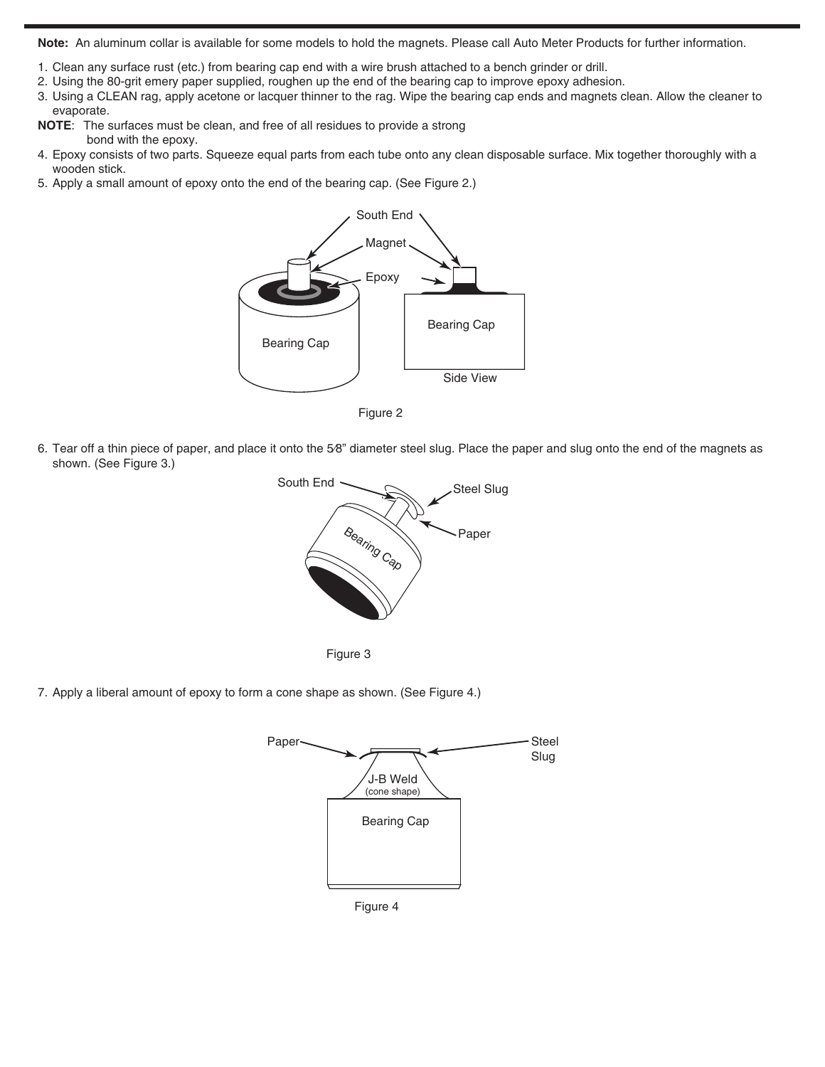**Note:** An aluminum collar is available for some models to hold the magnets. Please call Auto Meter Products for further information.

1. Clean any surface rust (etc.) from bearing cap end with a wire brush attached to a bench grinder or drill.
2. Using the 80-grit emery paper supplied, roughen up the end of the bearing cap to improve epoxy adhesion.
3. Using a CLEAN rag, apply acetone or lacquer thinner to the rag. Wipe the bearing cap ends and magnets clean. Allow the cleaner to evaporate.

**NOTE**: The surfaces must be clean, and free of all residues to provide a strong bond with the epoxy.

4. Epoxy consists of two parts. Squeeze equal parts from each tube onto any clean disposable surface. Mix together thoroughly with a wooden stick.
5. Apply a small amount of epoxy onto the end of the bearing cap. (See Figure 2.)

South End

Magnet

Epoxy

Bearing Cap

Bearing Cap

Side View

Figure 2

6. Tear off a thin piece of paper, and place it onto the 5⁄8" diameter steel slug. Place the paper and slug onto the end of the magnets as shown. (See Figure 3.)

South End

Steel Slug

Paper

Bearing Cap

Figure 3

7. Apply a liberal amount of epoxy to form a cone shape as shown. (See Figure 4.)

Paper

Steel Slug

J-B Weld (cone shape)

Bearing Cap

Figure 4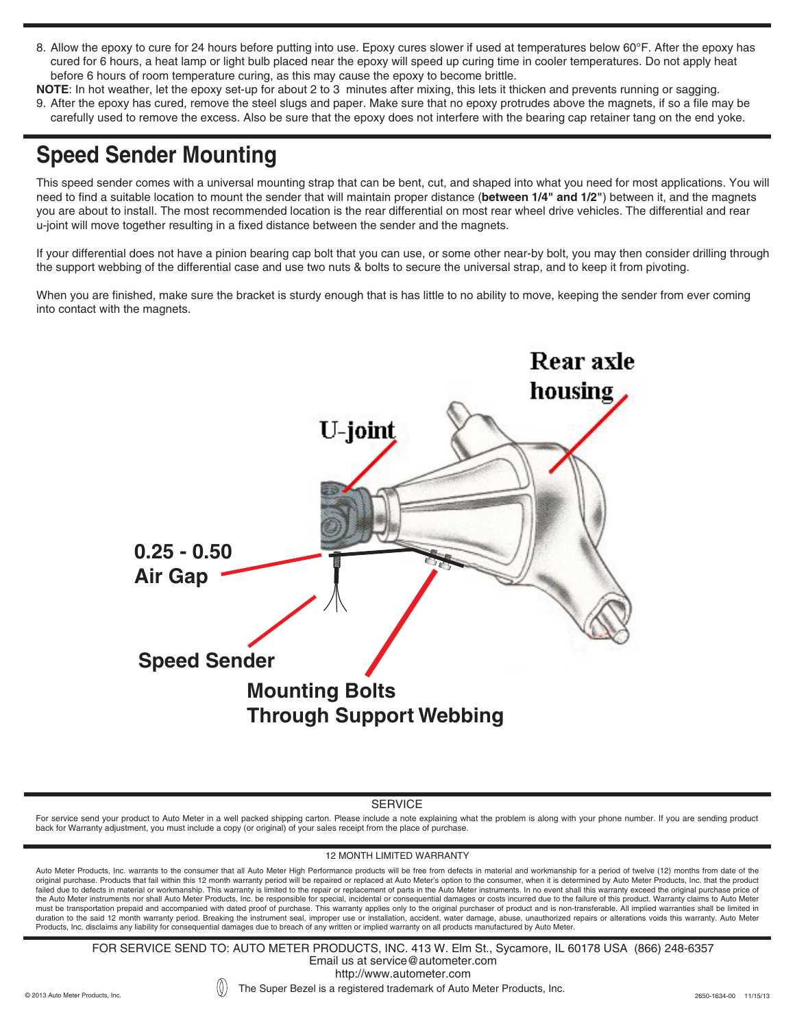8. Allow the epoxy to cure for 24 hours before putting into use. Epoxy cures slower if used at temperatures below 60°F. After the epoxy has cured for 6 hours, a heat lamp or light bulb placed near the epoxy will speed up curing time in cooler temperatures. Do not apply heat before 6 hours of room temperature curing, as this may cause the epoxy to become brittle.

**NOTE**: In hot weather, let the epoxy set-up for about 2 to 3 minutes after mixing, this lets it thicken and prevents running or sagging.

9. After the epoxy has cured, remove the steel slugs and paper. Make sure that no epoxy protrudes above the magnets, if so a file may be carefully used to remove the excess. Also be sure that the epoxy does not interfere with the bearing cap retainer tang on the end yoke.

## Speed Sender Mounting

This speed sender comes with a universal mounting strap that can be bent, cut, and shaped into what you need for most applications. You will need to find a suitable location to mount the sender that will maintain proper distance (**between 1/4" and 1/2"**) between it, and the magnets you are about to install. The most recommended location is the rear differential on most rear wheel drive vehicles. The differential and rear u-joint will move together resulting in a fixed distance between the sender and the magnets.

If your differential does not have a pinion bearing cap bolt that you can use, or some other near-by bolt, you may then consider drilling through the support webbing of the differential case and use two nuts & bolts to secure the universal strap, and to keep it from pivoting.

When you are finished, make sure the bracket is sturdy enough that is has little to no ability to move, keeping the sender from ever coming into contact with the magnets.

Rear axle housing

U-joint

0.25 - 0.50 Air Gap

Speed Sender

Mounting Bolts Through Support Webbing

SERVICE

For service send your product to Auto Meter in a well packed shipping carton. Please include a note explaining what the problem is along with your phone number. If you are sending product back for Warranty adjustment, you must include a copy (or original) of your sales receipt from the place of purchase.

12 MONTH LIMITED WARRANTY

Auto Meter Products, Inc. warrants to the consumer that all Auto Meter High Performance products will be free from defects in material and workmanship for a period of twelve (12) months from date of the original purchase. Products that fail within this 12 month warranty period will be repaired or replaced at Auto Meter's option to the consumer, when it is determined by Auto Meter Products, Inc. that the product failed due to defects in material or workmanship. This warranty is limited to the repair or replacement of parts in the Auto Meter instruments. In no event shall this warranty exceed the original purchase price of the Auto Meter instruments nor shall Auto Meter Products, Inc. be responsible for special, incidental or consequential damages or costs incurred due to the failure of this product. Warranty claims to Auto Meter must be transportation prepaid and accompanied with dated proof of purchase. This warranty applies only to the original purchaser of product and is non-transferable. All implied warranties shall be limited in duration to the said 12 month warranty period. Breaking the instrument seal, improper use or installation, accident, water damage, abuse, unauthorized repairs or alterations voids this warranty. Auto Meter Products, Inc. disclaims any liability for consequential damages due to breach of any written or implied warranty on all products manufactured by Auto Meter.

FOR SERVICE SEND TO: AUTO METER PRODUCTS, INC. 413 W. Elm St., Sycamore, IL 60178 USA (866) 248-6357
Email us at service@autometer.com
http://www.autometer.com

© 2013 Auto Meter Products, Inc. The Super Bezel is a registered trademark of Auto Meter Products, Inc. 2650-1634-00 11/15/13